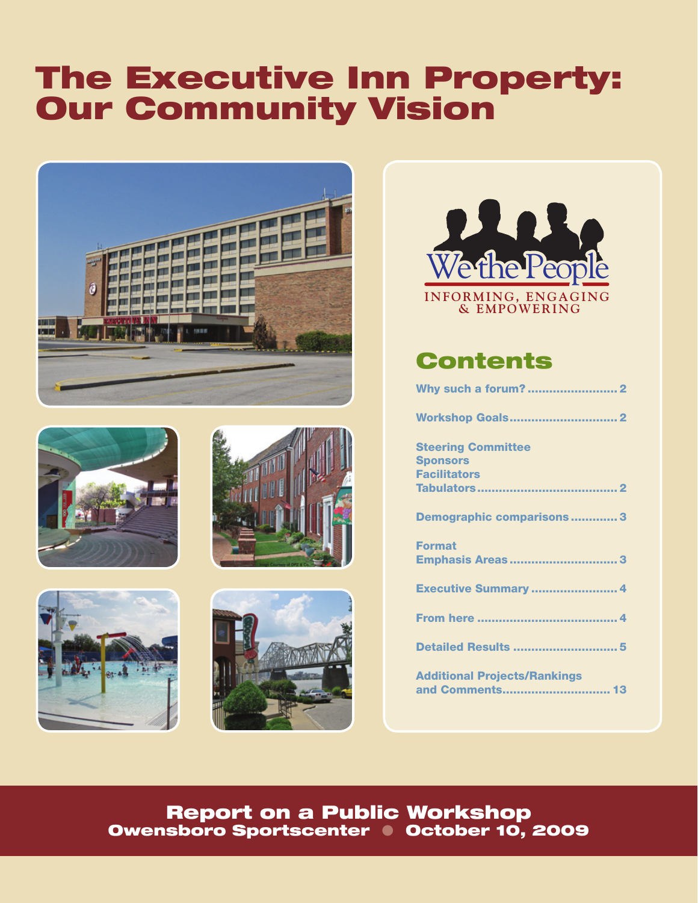# The Executive Inn Property: Our Community Vision

We the People
INFORMING, ENGAGING & EMPOWERING

## Contents

- Why such a forum? ........................ 2
- Workshop Goals ............................ 2
- Steering Committee
  Sponsors
  Facilitators
  Tabulators ...................................... 2
- Demographic comparisons ............ 3
- Format
  Emphasis Areas ............................ 3
- Executive Summary ....................... 4
- From here ...................................... 4
- Detailed Results ............................ 5
- Additional Projects/Rankings and Comments............................ 13

**Report on a Public Workshop**
**Owensboro Sportscenter ● October 10, 2009**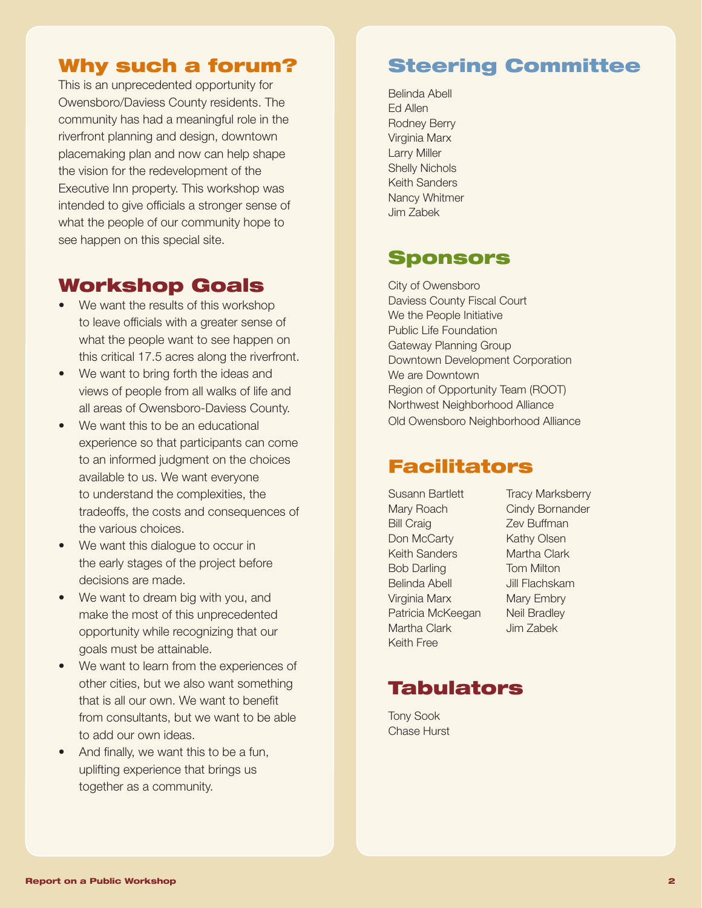## Why such a forum?

This is an unprecedented opportunity for Owensboro/Daviess County residents. The community has had a meaningful role in the riverfront planning and design, downtown placemaking plan and now can help shape the vision for the redevelopment of the Executive Inn property. This workshop was intended to give officials a stronger sense of what the people of our community hope to see happen on this special site.

## Workshop Goals

- We want the results of this workshop to leave officials with a greater sense of what the people want to see happen on this critical 17.5 acres along the riverfront.
- We want to bring forth the ideas and views of people from all walks of life and all areas of Owensboro-Daviess County.
- We want this to be an educational experience so that participants can come to an informed judgment on the choices available to us. We want everyone to understand the complexities, the tradeoffs, the costs and consequences of the various choices.
- We want this dialogue to occur in the early stages of the project before decisions are made.
- We want to dream big with you, and make the most of this unprecedented opportunity while recognizing that our goals must be attainable.
- We want to learn from the experiences of other cities, but we also want something that is all our own. We want to benefit from consultants, but we want to be able to add our own ideas.
- And finally, we want this to be a fun, uplifting experience that brings us together as a community.

## Steering Committee

Belinda Abell
Ed Allen
Rodney Berry
Virginia Marx
Larry Miller
Shelly Nichols
Keith Sanders
Nancy Whitmer
Jim Zabek

## Sponsors

City of Owensboro
Daviess County Fiscal Court
We the People Initiative
Public Life Foundation
Gateway Planning Group
Downtown Development Corporation
We are Downtown
Region of Opportunity Team (ROOT)
Northwest Neighborhood Alliance
Old Owensboro Neighborhood Alliance

## Facilitators

Susann Bartlett
Mary Roach
Bill Craig
Don McCarty
Keith Sanders
Bob Darling
Belinda Abell
Virginia Marx
Patricia McKeegan
Martha Clark
Keith Free
Tracy Marksberry
Cindy Bornander
Zev Buffman
Kathy Olsen
Martha Clark
Tom Milton
Jill Flachskam
Mary Embry
Neil Bradley
Jim Zabek

## Tabulators

Tony Sook
Chase Hurst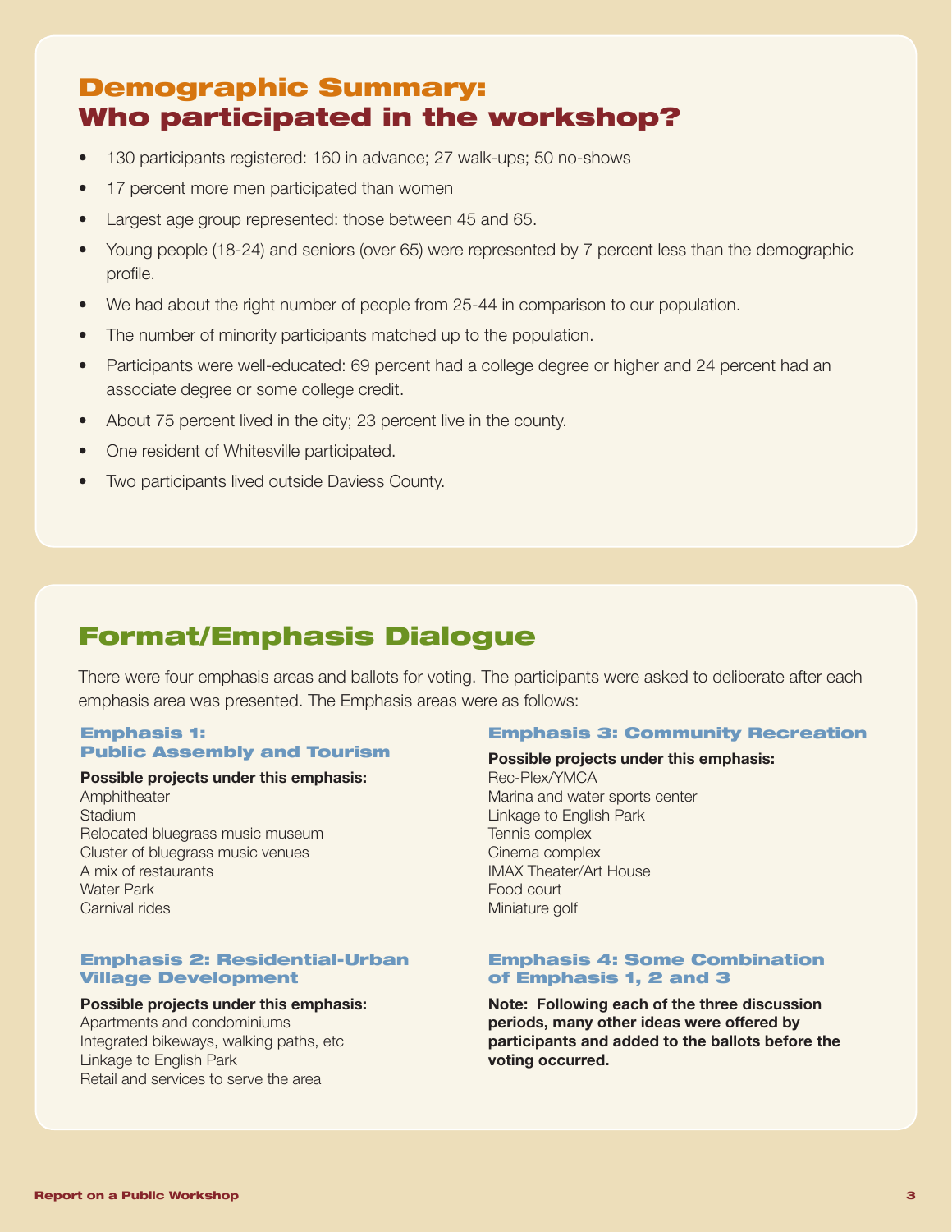## Demographic Summary: Who participated in the workshop?

- 130 participants registered: 160 in advance; 27 walk-ups; 50 no-shows
- 17 percent more men participated than women
- Largest age group represented: those between 45 and 65.
- Young people (18-24) and seniors (over 65) were represented by 7 percent less than the demographic profile.
- We had about the right number of people from 25-44 in comparison to our population.
- The number of minority participants matched up to the population.
- Participants were well-educated: 69 percent had a college degree or higher and 24 percent had an associate degree or some college credit.
- About 75 percent lived in the city; 23 percent live in the county.
- One resident of Whitesville participated.
- Two participants lived outside Daviess County.

## Format/Emphasis Dialogue

There were four emphasis areas and ballots for voting. The participants were asked to deliberate after each emphasis area was presented. The Emphasis areas were as follows:

### Emphasis 1: Public Assembly and Tourism

**Possible projects under this emphasis:**

Amphitheater
Stadium
Relocated bluegrass music museum
Cluster of bluegrass music venues
A mix of restaurants
Water Park
Carnival rides

### Emphasis 2: Residential-Urban Village Development

**Possible projects under this emphasis:**

Apartments and condominiums
Integrated bikeways, walking paths, etc
Linkage to English Park
Retail and services to serve the area

### Emphasis 3: Community Recreation

**Possible projects under this emphasis:**

Rec-Plex/YMCA
Marina and water sports center
Linkage to English Park
Tennis complex
Cinema complex
IMAX Theater/Art House
Food court
Miniature golf

### Emphasis 4: Some Combination of Emphasis 1, 2 and 3

**Note: Following each of the three discussion periods, many other ideas were offered by participants and added to the ballots before the voting occurred.**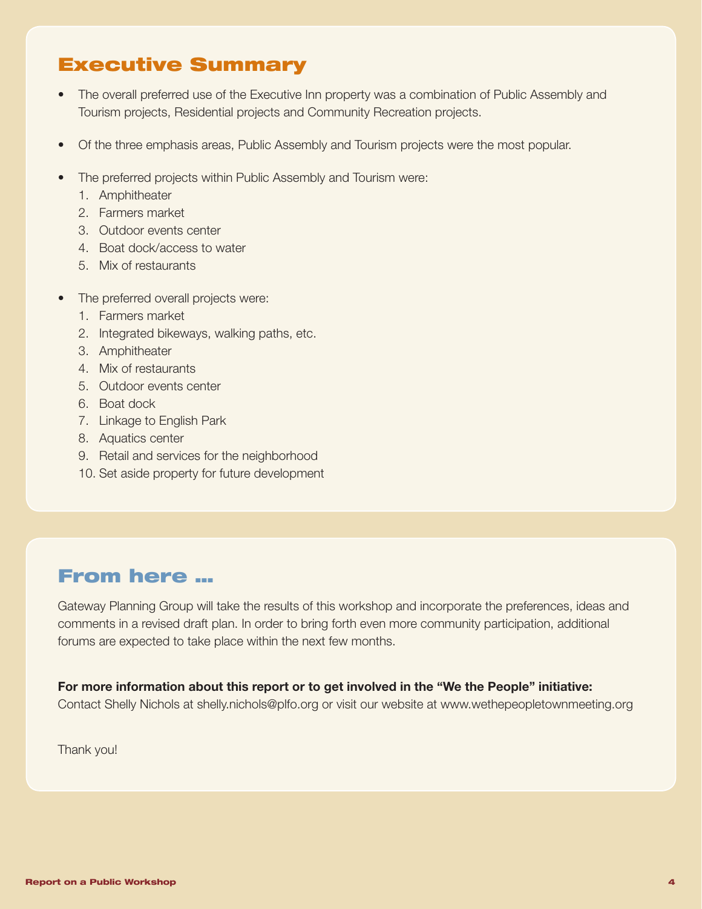## Executive Summary

- The overall preferred use of the Executive Inn property was a combination of Public Assembly and Tourism projects, Residential projects and Community Recreation projects.
- Of the three emphasis areas, Public Assembly and Tourism projects were the most popular.
- The preferred projects within Public Assembly and Tourism were:
  1. Amphitheater
  2. Farmers market
  3. Outdoor events center
  4. Boat dock/access to water
  5. Mix of restaurants
- The preferred overall projects were:
  1. Farmers market
  2. Integrated bikeways, walking paths, etc.
  3. Amphitheater
  4. Mix of restaurants
  5. Outdoor events center
  6. Boat dock
  7. Linkage to English Park
  8. Aquatics center
  9. Retail and services for the neighborhood
  10. Set aside property for future development

## From here …

Gateway Planning Group will take the results of this workshop and incorporate the preferences, ideas and comments in a revised draft plan. In order to bring forth even more community participation, additional forums are expected to take place within the next few months.

**For more information about this report or to get involved in the “We the People” initiative:**
Contact Shelly Nichols at shelly.nichols@plfo.org or visit our website at www.wethepeopletownmeeting.org

Thank you!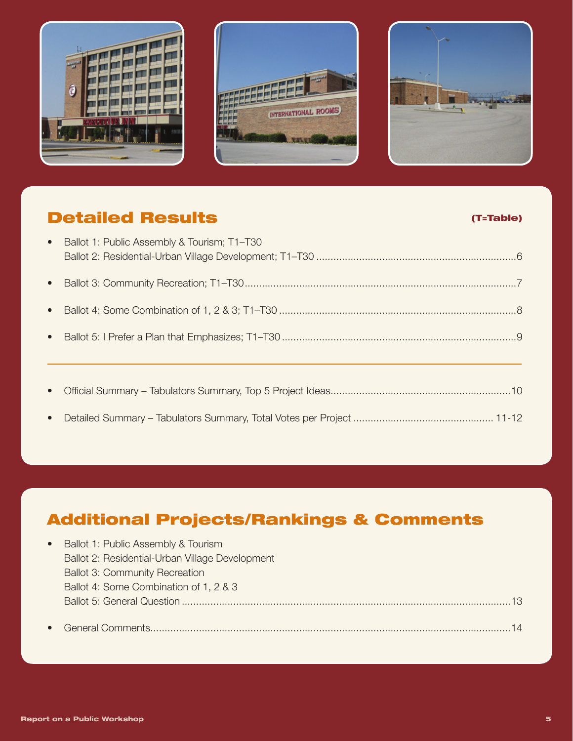## Detailed Results

**(T=Table)**

- Ballot 1: Public Assembly & Tourism; T1–T30
  Ballot 2: Residential-Urban Village Development; T1–T30 ....................6
- Ballot 3: Community Recreation; T1–T30....................7
- Ballot 4: Some Combination of 1, 2 & 3; T1–T30....................8
- Ballot 5: I Prefer a Plan that Emphasizes; T1–T30....................9

---

- Official Summary – Tabulators Summary, Top 5 Project Ideas....................10
- Detailed Summary – Tabulators Summary, Total Votes per Project .................... 11-12

## Additional Projects/Rankings & Comments

- Ballot 1: Public Assembly & Tourism
  Ballot 2: Residential-Urban Village Development
  Ballot 3: Community Recreation
  Ballot 4: Some Combination of 1, 2 & 3
  Ballot 5: General Question....................13
- General Comments....................14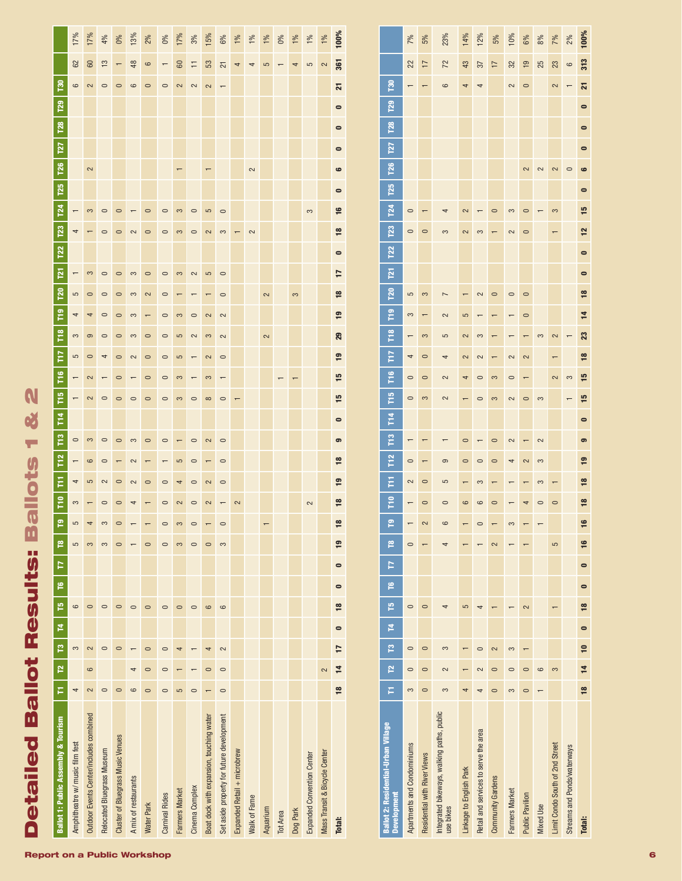# Detailed Ballot Results: Ballots 1 & 2

| Ballot 1: Public Assembly & Tourism | T1 | T2 | T3 | T4 | T5 | T6 | T7 | T8 | T9 | T10 | T11 | T12 | T13 | T14 | T15 | T16 | T17 | T18 | T19 | T20 | T21 | T22 | T23 | T24 | T25 | T26 | T27 | T28 | T29 | T30 | | |
|---|---|---|---|---|---|---|---|---|---|---|---|---|---|---|---|---|---|---|---|---|---|---|---|---|---|---|---|---|---|---|---|---|
| Amphitheatre w/ music film fest | 4 | | 3 | | 6 | | | 5 | 5 | 3 | 4 | 1 | 0 | | 1 | 1 | 5 | 3 | 4 | 5 | 1 | | 4 | 1 | | | | | | 6 | 62 | 17% |
| Outdoor Events Center/includes combined | 2 | 6 | 2 | | 0 | | | 3 | 4 | 1 | 5 | 6 | 3 | | 2 | 2 | 0 | 9 | 4 | 0 | 3 | | 1 | 3 | | 2 | | | | 2 | 60 | 17% |
| Relocated Bluegrass Museum | 0 | | 0 | | 0 | | | 3 | 3 | 0 | 2 | 0 | 0 | | 0 | 1 | 4 | 0 | 0 | 0 | 0 | | 0 | 0 | | | | | | 0 | 13 | 4% |
| Cluster of Bluegrass Music Venues | 0 | | 0 | | 0 | | | 0 | 0 | 0 | 0 | 1 | 0 | | 0 | 0 | 0 | 0 | 0 | 0 | 0 | | 0 | 0 | | | | | | 0 | 1 | 0% |
| A mix of restaurants | 6 | 4 | 1 | | 0 | | | 1 | 1 | 4 | 2 | 2 | 3 | | 0 | 1 | 2 | 3 | 3 | 3 | 3 | | 2 | 1 | | | | | | 6 | 48 | 13% |
| Water Park | 0 | 0 | 0 | | 0 | | | 0 | 1 | 1 | 0 | 1 | 0 | | 0 | 0 | 0 | 0 | 1 | 2 | 0 | | 0 | 0 | | | | | | 0 | 6 | 2% |
| Carnival Rides | 0 | 0 | 0 | | 0 | | | 0 | 0 | 0 | 0 | 1 | 0 | | 0 | 0 | 0 | 0 | 0 | 0 | 0 | | 0 | 0 | | | | | | 0 | 1 | 0% |
| Farmers Market | 5 | 1 | 4 | | 0 | | | 3 | 3 | 2 | 4 | 5 | 1 | | 3 | 3 | 5 | 5 | 3 | 1 | 3 | | 3 | 3 | | 1 | | | | 2 | 60 | 17% |
| Cinema Complex | 0 | 1 | 1 | | 0 | | | 0 | 0 | 0 | 0 | 0 | 0 | | 0 | 1 | 1 | 2 | 0 | 1 | 2 | | 0 | 0 | | | | | | 2 | 11 | 3% |
| Boat dock with expansion, touching water | 1 | 0 | 4 | | 6 | | | 0 | 1 | 2 | 2 | 1 | 2 | | 8 | 3 | 2 | 3 | 2 | 1 | 5 | | 2 | 5 | | 1 | | | | 2 | 53 | 15% |
| Set aside property for future development | 0 | 0 | 2 | | 6 | | | 3 | 0 | 1 | 0 | 0 | 0 | | 0 | 1 | 0 | 2 | 2 | 0 | 0 | | 3 | 0 | | | | | | 1 | 21 | 6% |
| Expanded Retail + microbrew | | | | | | | | | | 2 | | | | | 1 | | | | | | | | 1 | | | | | | | | 4 | 1% |
| Walk of Fame | | | | | | | | | | | | | | | | | | | | | | | 2 | | | 2 | | | | | 4 | 1% |
| Aquarium | | | | | | | | | 1 | | | | | | | | | 2 | | 2 | | | | | | | | | | | 5 | 1% |
| Tot Area | | | | | | | | | | | | | | | | 1 | | | | | | | | | | | | | | | 1 | 0% |
| Dog Park | | | | | | | | | | | | | | | | 1 | | | | 3 | | | | | | | | | | | 4 | 1% |
| Expanded Convention Center | | | | | | | | | | 2 | | | | | | | | | | | | | | 3 | | | | | | | 5 | 1% |
| Mass Transit & Bicycle Center | | 2 | | | | | | | | | | | | | | | | | | | | | | | | | | | | | 2 | 1% |
| **Total:** | **18** | **14** | **17** | **0** | **18** | **0** | **0** | **19** | **18** | **18** | **19** | **18** | **9** | **0** | **15** | **15** | **19** | **29** | **19** | **18** | **17** | **0** | **18** | **16** | **0** | **6** | **0** | **0** | **0** | **21** | **361** | **100%** |

| Ballot 2: Residential-Urban Village Development | T1 | T2 | T3 | T4 | T5 | T6 | T7 | T8 | T9 | T10 | T11 | T12 | T13 | T14 | T15 | T16 | T17 | T18 | T19 | T20 | T21 | T22 | T23 | T24 | T25 | T26 | T27 | T28 | T29 | T30 | | |
|---|---|---|---|---|---|---|---|---|---|---|---|---|---|---|---|---|---|---|---|---|---|---|---|---|---|---|---|---|---|---|---|---|
| Apartments and Condominiums | 3 | 0 | 0 | | 0 | | | 0 | 1 | 1 | 2 | 0 | 1 | | 0 | 0 | 4 | 1 | 3 | 5 | | | 0 | 0 | | | | | | 1 | 22 | 7% |
| Residential with River Views | 0 | 0 | 0 | | 0 | | | 1 | 2 | 0 | 0 | 1 | 1 | | 3 | 0 | 0 | 3 | 1 | 3 | | | 0 | 1 | | | | | | 1 | 17 | 5% |
| Integrated bikeways, walking paths, public use bikes | 3 | 2 | 3 | | 4 | | | 4 | 6 | 0 | 5 | 9 | 1 | | 2 | 2 | 4 | 5 | 2 | 7 | | | 3 | 4 | | | | | | 6 | 72 | 23% |
| Linkage to English Park | 4 | 1 | 1 | | 5 | | | 1 | 1 | 6 | 1 | 0 | 0 | | 1 | 4 | 2 | 2 | 5 | 1 | | | 2 | 2 | | | | | | 4 | 43 | 14% |
| Retail and services to serve the area | 4 | 2 | 0 | | 4 | | | 1 | 0 | 6 | 3 | 0 | 1 | | 0 | 0 | 2 | 3 | 1 | 2 | | | 3 | 1 | | | | | | 4 | 37 | 12% |
| Community Gardens | 0 | 0 | 2 | | 1 | | | 2 | 1 | 0 | 1 | 0 | 0 | | 3 | 3 | 1 | 1 | 1 | 0 | | | 1 | 0 | | | | | | | 17 | 5% |
| Farmers Market | 3 | 0 | 3 | | 1 | | | 1 | 3 | 1 | 1 | 4 | 2 | | 2 | 0 | 2 | 1 | 1 | 0 | | | 2 | 3 | | | | | | 2 | 32 | 10% |
| Public Pavilion | 0 | 0 | 1 | | 2 | | | 1 | 1 | 4 | 1 | 2 | 1 | | 0 | 1 | 2 | 1 | 0 | 0 | | | 0 | 0 | | 2 | | | | 0 | 19 | 6% |
| Mixed Use | 1 | 6 | | | | | | | 1 | 0 | 3 | 3 | 2 | | 3 | | | 3 | | | | | | 1 | | 2 | | | | | 25 | 8% |
| Limit Condo South of 2nd Street | | 3 | | | 1 | | | 5 | | 0 | 1 | | | | | 2 | 1 | 2 | | | | | 1 | 3 | | 2 | | | | 2 | 23 | 7% |
| Streams and Ponds/waterways | | | | | | | | | | | | | | | 1 | 3 | | 1 | | | | | | | | 0 | | | | 1 | 6 | 2% |
| **Total:** | **18** | **14** | **10** | **0** | **18** | **0** | **0** | **16** | **16** | **18** | **18** | **19** | **9** | **0** | **15** | **15** | **18** | **23** | **14** | **18** | **0** | **0** | **12** | **15** | **0** | **6** | **0** | **0** | **0** | **21** | **313** | **100%** |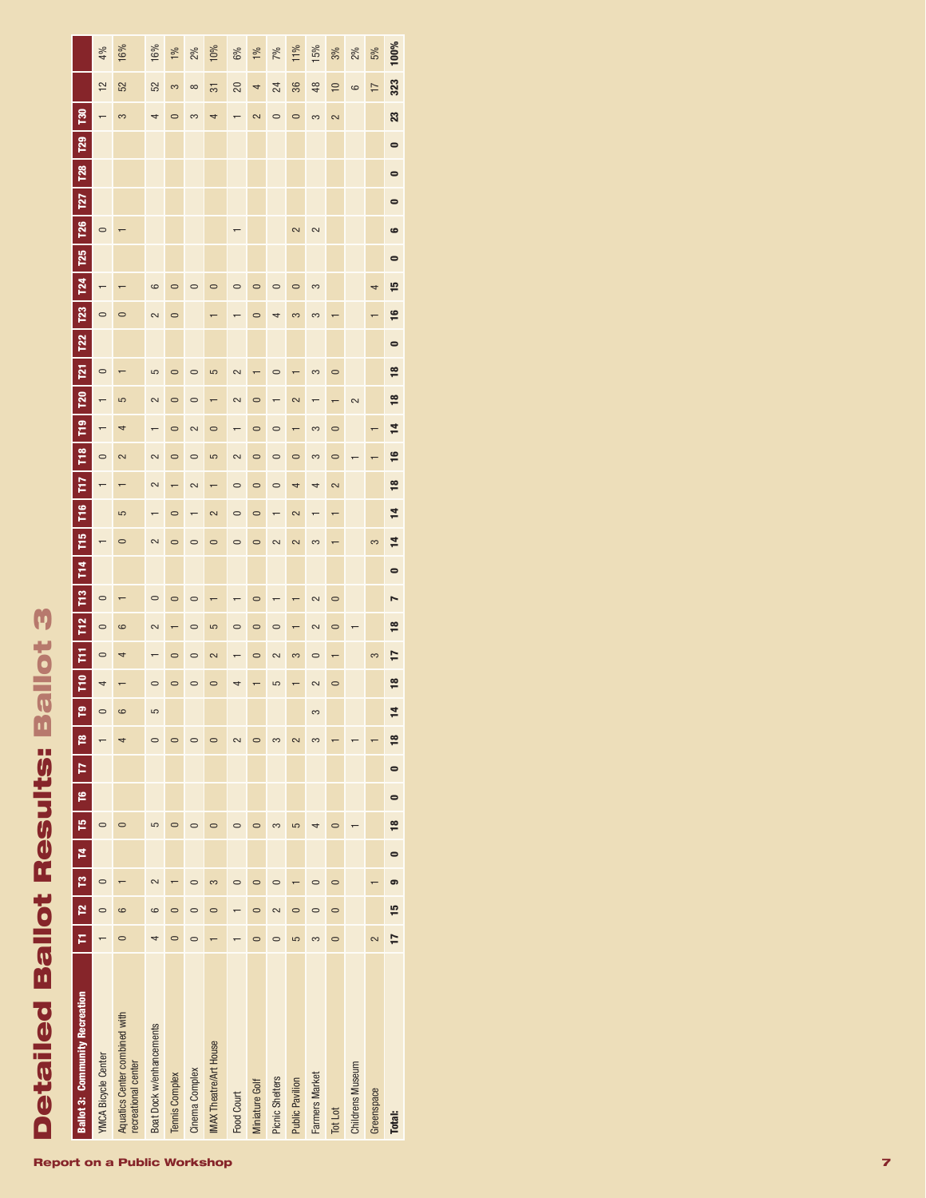# Detailed Ballot Results: Ballot 3

| Ballot 3: Community Recreation | T1 | T2 | T3 | T4 | T5 | T6 | T7 | T8 | T9 | T10 | T11 | T12 | T13 | T14 | T15 | T16 | T17 | T18 | T19 | T20 | T21 | T22 | T23 | T24 | T25 | T26 | T27 | T28 | T29 | T30 | | |
|---|---|---|---|---|---|---|---|---|---|---|---|---|---|---|---|---|---|---|---|---|---|---|---|---|---|---|---|---|---|---|---|---|
| YMCA Bicycle Center | 1 | 0 | 0 | | 0 | | | 1 | 0 | 4 | 0 | 0 | 0 | | 1 | | 1 | 0 | 1 | 1 | 0 | | 0 | 1 | | 0 | | | | 1 | 12 | 4% |
| Aquatics Center combined with recreational center | 0 | 6 | 1 | | 0 | | | 4 | 6 | 1 | 4 | 6 | 1 | | 0 | 5 | 1 | 2 | 4 | 5 | 1 | | 0 | 1 | | 1 | | | | 3 | 52 | 16% |
| Boat Dock w/enhancements | 4 | 6 | 2 | | 5 | | | 0 | 5 | 0 | 1 | 2 | 0 | | 2 | 1 | 2 | 2 | 1 | 2 | 5 | | 2 | 6 | | | | | | 4 | 52 | 16% |
| Tennis Complex | 0 | 0 | 1 | | 0 | | | 0 | | 0 | 0 | 1 | 0 | | 0 | 0 | 1 | 0 | 0 | 0 | 0 | | 0 | 0 | | | | | | 0 | 3 | 1% |
| Cinema Complex | 0 | 0 | 0 | | 0 | | | 0 | | 0 | 0 | 0 | 0 | | 0 | 1 | 2 | 0 | 2 | 0 | 0 | | | 0 | | | | | | 3 | 8 | 2% |
| IMAX Theatre/Art House | 1 | 0 | 3 | | 0 | | | 0 | | 0 | 2 | 5 | 1 | | 0 | 2 | 1 | 5 | 0 | 1 | 5 | | 1 | 0 | | | | | | 4 | 31 | 10% |
| Food Court | 1 | 1 | 0 | | 0 | | | 2 | | 4 | 1 | 0 | 1 | | 0 | 0 | 0 | 2 | 1 | 2 | 2 | | 1 | 0 | | 1 | | | | 1 | 20 | 6% |
| Miniature Golf | 0 | 0 | 0 | | 0 | | | 0 | | 1 | 0 | 0 | 0 | | 0 | 0 | 0 | 0 | 0 | 0 | 1 | | 0 | 0 | | | | | | 2 | 4 | 1% |
| Picnic Shelters | 0 | 2 | 0 | | 3 | | | 3 | | 5 | 2 | 0 | 1 | | 2 | 1 | 0 | 0 | 0 | 1 | 0 | | 4 | 0 | | | | | | 0 | 24 | 7% |
| Public Pavilion | 5 | 0 | 1 | | 5 | | | 2 | | 1 | 3 | 1 | 1 | | 2 | 2 | 4 | 0 | 1 | 2 | 1 | | 3 | 0 | | 2 | | | | 0 | 36 | 11% |
| Farmers Market | 3 | 0 | 0 | | 4 | | | 3 | 3 | 2 | 0 | 2 | 2 | | 3 | 1 | 4 | 3 | 3 | 1 | 3 | | 3 | 3 | | 2 | | | | 3 | 48 | 15% |
| Tot Lot | 0 | 0 | 0 | | 0 | | | 1 | | 0 | 1 | 0 | 0 | | 1 | 1 | 2 | 0 | 0 | 1 | 0 | | 1 | | | | | | | 2 | 10 | 3% |
| Childrens Museum | | | | | 1 | | | 1 | | | | 1 | | | | | | 1 | | 2 | | | | | | | | | | | 6 | 2% |
| Greenspace | 2 | | 1 | | | | | 1 | | | 3 | | | | 3 | | | 1 | 1 | | | | 1 | 4 | | | | | | | 17 | 5% |
| **Total:** | **17** | **15** | **9** | **0** | **18** | **0** | **0** | **18** | **14** | **18** | **17** | **18** | **7** | **0** | **14** | **14** | **18** | **16** | **14** | **18** | **18** | **0** | **16** | **15** | **0** | **6** | **0** | **0** | **0** | **23** | **323** | **100%** |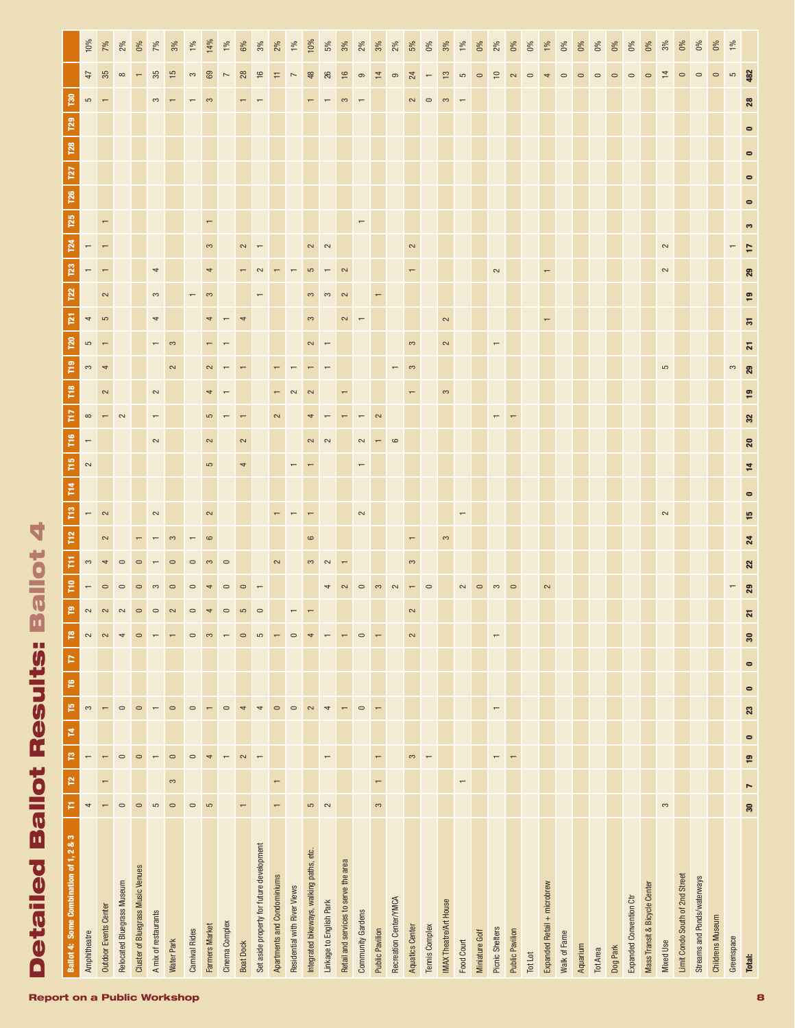# Detailed Ballot Results: Ballot 4

| Ballot 4: Some Combination of 1, 2 & 3 | T1 | T2 | T3 | T4 | T5 | T6 | T7 | T8 | T9 | T10 | T11 | T12 | T13 | T14 | T15 | T16 | T17 | T18 | T19 | T20 | T21 | T22 | T23 | T24 | T25 | T26 | T27 | T28 | T29 | T30 | | |
|---|---|---|---|---|---|---|---|---|---|---|---|---|---|---|---|---|---|---|---|---|---|---|---|---|---|---|---|---|---|---|---|---|
| Amphitheatre | 4 | | 1 | | 3 | | | 2 | 2 | 1 | 3 | | 1 | | 2 | 1 | 8 | | 3 | 5 | 4 | | 1 | 1 | | | | | | 5 | 47 | 10% |
| Outdoor Events Center | 1 | 1 | 1 | | 1 | | | 2 | 2 | 0 | 4 | 2 | 2 | | | | 1 | 2 | 4 | 1 | 5 | 2 | 1 | 1 | 1 | | | | | 1 | 35 | 7% |
| Relocated Bluegrass Museum | 0 | | 0 | | 0 | | | 4 | 2 | 0 | 0 | | | | | | 2 | | | | | | | | | | | | | | 8 | 2% |
| Cluster of Bluegrass Music Venues | 0 | | 0 | | 0 | | | 0 | 0 | 0 | 0 | 1 | | | | | | | | | | | | | | | | | | | 1 | 0% |
| A mix of restaurants | 5 | | 1 | | 1 | | | 1 | 0 | 3 | 1 | 1 | 2 | | | 2 | 1 | 2 | | 1 | 4 | 3 | 4 | | | | | | | 3 | 35 | 7% |
| Water Park | 0 | 3 | 0 | | 0 | | | 1 | 2 | 0 | 0 | 3 | | | | | | | 2 | 3 | | | | | | | | | | 1 | 15 | 3% |
| Carnival Rides | 0 | | 0 | | 0 | | | 0 | 0 | 0 | 0 | 1 | | | | | | | | | | 1 | | | | | | | | 1 | 3 | 1% |
| Farmers Market | 5 | | 4 | | 1 | | | 3 | 4 | 4 | 3 | 6 | 2 | | 5 | 2 | 5 | 4 | 2 | 1 | 4 | 3 | 4 | 3 | 1 | | | | | 3 | 69 | 14% |
| Cinema Complex | | | 1 | | 0 | | | 1 | 0 | 0 | 0 | | | | | | 1 | 1 | 1 | 1 | 1 | | | | | | | | | | 7 | 1% |
| Boat Dock | 1 | | 2 | | 4 | | | 0 | 5 | 0 | | | | | 4 | 2 | 1 | | 1 | | 4 | | 1 | 2 | | | | | | 1 | 28 | 6% |
| Set aside property for future development | | | 1 | | 4 | | | 5 | 0 | 1 | | | | | | | | | | | | 1 | 2 | 1 | | | | | | 1 | 16 | 3% |
| Apartments and Condominiums | 1 | 1 | | | 0 | | | 1 | | | 2 | | 1 | | | | 2 | 1 | 1 | | | | 1 | | | | | | | | 11 | 2% |
| Residential with River Views | | | | | 0 | | | 0 | 1 | | | | 1 | | 1 | | | 2 | 1 | | | | 1 | | | | | | | | 7 | 1% |
| Integrated bikeways, walking paths, etc. | 5 | | | | 2 | | | 4 | 1 | | 3 | 6 | 1 | | 1 | 2 | 4 | 2 | 1 | 2 | 3 | 3 | 5 | 2 | | | | | | 1 | 48 | 10% |
| Linkage to English Park | 2 | | 1 | | 4 | | | 1 | | 4 | 2 | | | | | 2 | 1 | | 1 | 1 | | 3 | 1 | 2 | | | | | | 1 | 26 | 5% |
| Retail and services to serve the area | | | | | 1 | | | 1 | | 2 | 1 | | | | | | 1 | 1 | | | 2 | 2 | 2 | | | | | | | 3 | 16 | 3% |
| Community Gardens | | | | | 0 | | | 0 | | 0 | | | 2 | | 1 | 2 | 1 | | | | 1 | | | | 1 | | | | | 1 | 9 | 2% |
| Public Pavilion | 3 | 1 | 1 | | 1 | | | 1 | | 3 | | | | | | 1 | 2 | | | | | 1 | | | | | | | | | 14 | 3% |
| Recreation Center/YMCA | | | | | | | | | | 2 | | | | | | 6 | | | 1 | | | | | | | | | | | | 9 | 2% |
| Aquatics Center | | | 3 | | | | | 2 | 2 | 1 | 3 | 1 | | | | | | 1 | 3 | 3 | | | 1 | 2 | | | | | | 2 | 24 | 5% |
| Tennis Complex | | | 1 | | | | | | | 0 | | | | | | | | | | | | | | | | | | | | 0 | 1 | 0% |
| IMAX Theatre/Art House | | | | | | | | | | | | 3 | | | | | | 3 | | 2 | 2 | | | | | | | | | 3 | 13 | 3% |
| Food Court | | 1 | | | | | | | | 2 | | | 1 | | | | | | | | | | | | | | | | | 1 | 5 | 1% |
| Miniature Golf | | | | | | | | | | 0 | | | | | | | | | | | | | | | | | | | | | 0 | 0% |
| Picnic Shelters | | | 1 | | 1 | | | 1 | | 3 | | | | | | | 1 | | | 1 | | | 2 | | | | | | | | 10 | 2% |
| Public Pavilion | | | 1 | | | | | | | 0 | | | | | | | 1 | | | | | | | | | | | | | | 2 | 0% |
| Tot Lot | | | | | | | | | | | | | | | | | | | | | | | | | | | | | | | 0 | 0% |
| Expanded Retail + microbrew | | | | | | | | | | 2 | | | | | | | | | | | 1 | | 1 | | | | | | | | 4 | 1% |
| Walk of Fame | | | | | | | | | | | | | | | | | | | | | | | | | | | | | | | 0 | 0% |
| Aquarium | | | | | | | | | | | | | | | | | | | | | | | | | | | | | | | 0 | 0% |
| Tot Area | | | | | | | | | | | | | | | | | | | | | | | | | | | | | | | 0 | 0% |
| Dog Park | | | | | | | | | | | | | | | | | | | | | | | | | | | | | | | 0 | 0% |
| Expanded Convention Ctr | | | | | | | | | | | | | | | | | | | | | | | | | | | | | | | 0 | 0% |
| Mass Transit & Bicycle Center | | | | | | | | | | | | | | | | | | | | | | | | | | | | | | | 0 | 0% |
| Mixed Use | 3 | | | | | | | | | | | | 2 | | | | | | 5 | | | | 2 | 2 | | | | | | | 14 | 3% |
| Limit Condo South of 2nd Street | | | | | | | | | | | | | | | | | | | | | | | | | | | | | | | 0 | 0% |
| Streams and Ponds/waterways | | | | | | | | | | | | | | | | | | | | | | | | | | | | | | | 0 | 0% |
| Childrens Museum | | | | | | | | | | | | | | | | | | | | | | | | | | | | | | | 0 | 0% |
| Greenspace | | | | | | | | | | 1 | | | | | | | | | 3 | | | | | 1 | | | | | | | 5 | 1% |
| **Total:** | **30** | **7** | **19** | **0** | **23** | **0** | **0** | **30** | **21** | **29** | **22** | **24** | **15** | **0** | **14** | **20** | **32** | **19** | **29** | **21** | **31** | **19** | **29** | **17** | **3** | **0** | **0** | **0** | **0** | **28** | **482** | |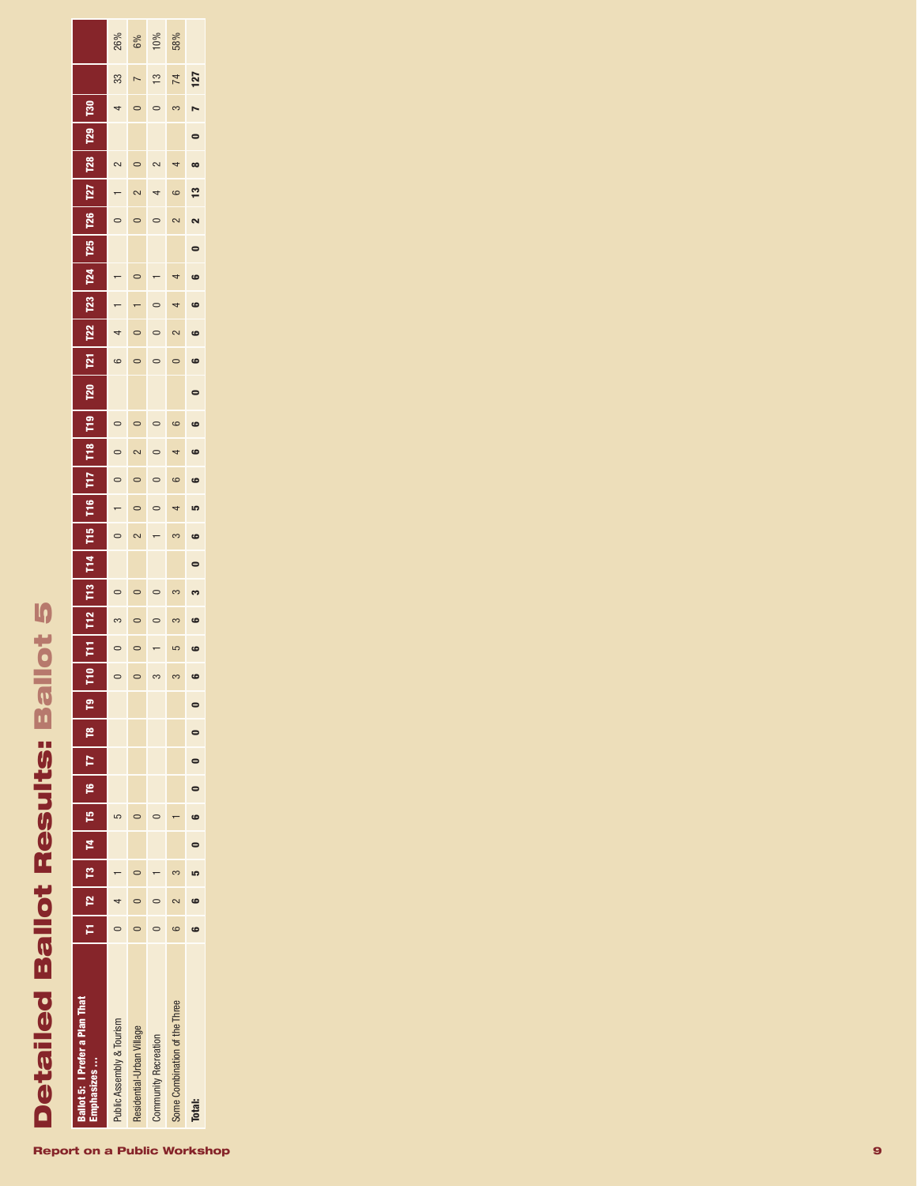# Detailed Ballot Results: Ballot 5

| Ballot 5: I Prefer a Plan That Emphasizes … | T1 | T2 | T3 | T4 | T5 | T6 | T7 | T8 | T9 | T10 | T11 | T12 | T13 | T14 | T15 | T16 | T17 | T18 | T19 | T20 | T21 | T22 | T23 | T24 | T25 | T26 | T27 | T28 | T29 | T30 | | |
|---|---|---|---|---|---|---|---|---|---|---|---|---|---|---|---|---|---|---|---|---|---|---|---|---|---|---|---|---|---|---|---|---|
| Public Assembly & Tourism | 0 | 4 | 1 | | 5 | | | | | 0 | 0 | 3 | 0 | | 0 | 1 | 0 | 0 | 0 | | 6 | 4 | 1 | 1 | | 0 | 1 | 2 | | 4 | 33 | 26% |
| Residential-Urban Village | 0 | 0 | 0 | | 0 | | | | | 0 | 0 | 0 | 0 | | 2 | 0 | 0 | 2 | 0 | | 0 | 0 | 1 | 0 | | 0 | 2 | 0 | | 0 | 7 | 6% |
| Community Recreation | 0 | 0 | 1 | | 0 | | | | | 3 | 1 | 0 | 0 | | 1 | 0 | 0 | 0 | 0 | | 0 | 0 | 0 | 1 | | 0 | 4 | 2 | | 0 | 13 | 10% |
| Some Combination of the Three | 6 | 2 | 3 | | 1 | | | | | 3 | 5 | 3 | 3 | | 3 | 4 | 6 | 4 | 6 | | 0 | 2 | 4 | 4 | | 2 | 6 | 4 | | 3 | 74 | 58% |
| **Total:** | **6** | **6** | **5** | **0** | **6** | **0** | **0** | **0** | **0** | **6** | **6** | **6** | **3** | **0** | **6** | **5** | **6** | **6** | **6** | **0** | **6** | **6** | **6** | **6** | **0** | **2** | **13** | **8** | **0** | **7** | **127** | |

Report on a Public Workshop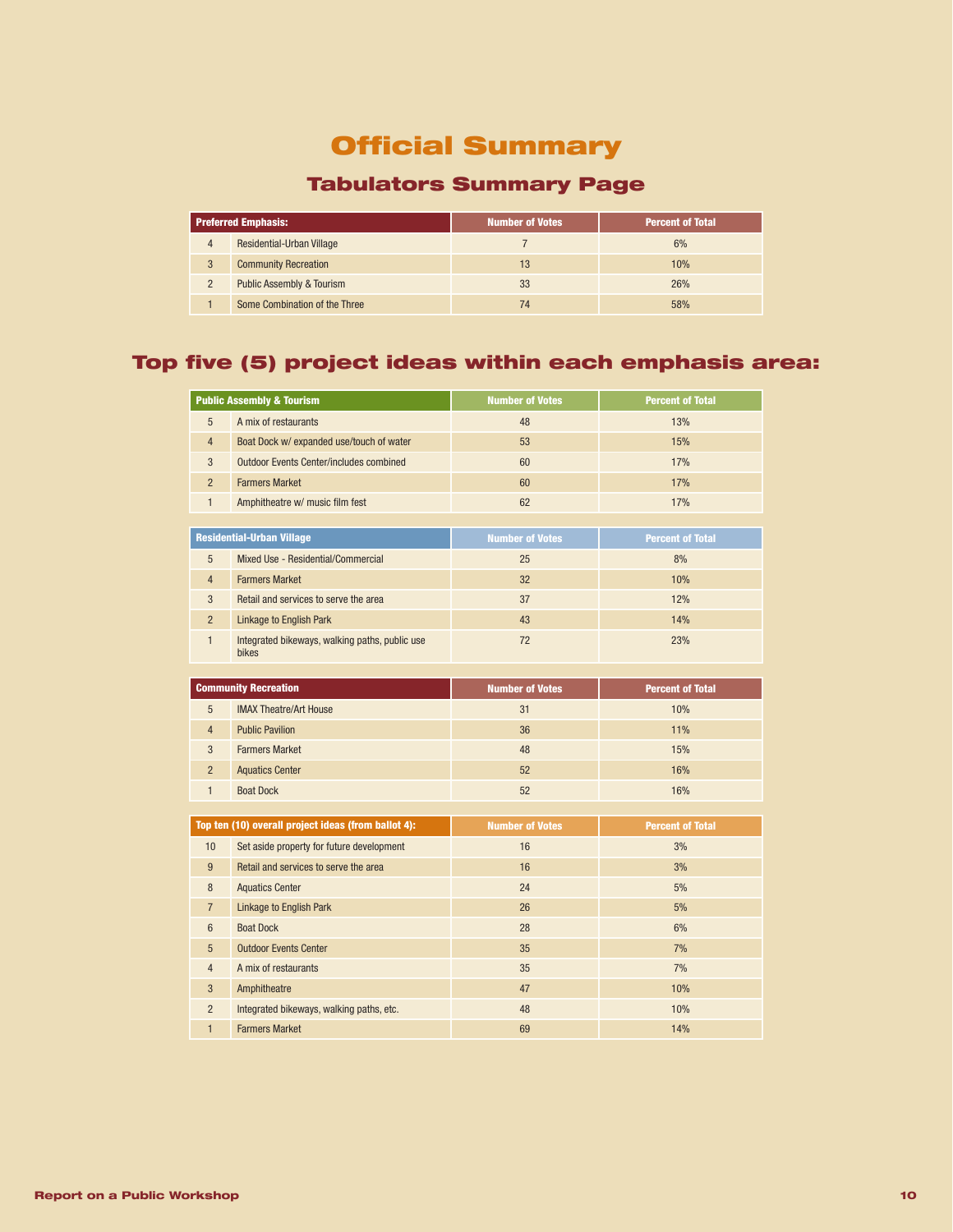# Official Summary

## Tabulators Summary Page

| | Preferred Emphasis: | Number of Votes | Percent of Total |
|---|---|---|---|
| 4 | Residential-Urban Village | 7 | 6% |
| 3 | Community Recreation | 13 | 10% |
| 2 | Public Assembly & Tourism | 33 | 26% |
| 1 | Some Combination of the Three | 74 | 58% |

## Top five (5) project ideas within each emphasis area:

| | Public Assembly & Tourism | Number of Votes | Percent of Total |
|---|---|---|---|
| 5 | A mix of restaurants | 48 | 13% |
| 4 | Boat Dock w/ expanded use/touch of water | 53 | 15% |
| 3 | Outdoor Events Center/includes combined | 60 | 17% |
| 2 | Farmers Market | 60 | 17% |
| 1 | Amphitheatre w/ music film fest | 62 | 17% |

| | Residential-Urban Village | Number of Votes | Percent of Total |
|---|---|---|---|
| 5 | Mixed Use - Residential/Commercial | 25 | 8% |
| 4 | Farmers Market | 32 | 10% |
| 3 | Retail and services to serve the area | 37 | 12% |
| 2 | Linkage to English Park | 43 | 14% |
| 1 | Integrated bikeways, walking paths, public use bikes | 72 | 23% |

| | Community Recreation | Number of Votes | Percent of Total |
|---|---|---|---|
| 5 | IMAX Theatre/Art House | 31 | 10% |
| 4 | Public Pavilion | 36 | 11% |
| 3 | Farmers Market | 48 | 15% |
| 2 | Aquatics Center | 52 | 16% |
| 1 | Boat Dock | 52 | 16% |

| | Top ten (10) overall project ideas (from ballot 4): | Number of Votes | Percent of Total |
|---|---|---|---|
| 10 | Set aside property for future development | 16 | 3% |
| 9 | Retail and services to serve the area | 16 | 3% |
| 8 | Aquatics Center | 24 | 5% |
| 7 | Linkage to English Park | 26 | 5% |
| 6 | Boat Dock | 28 | 6% |
| 5 | Outdoor Events Center | 35 | 7% |
| 4 | A mix of restaurants | 35 | 7% |
| 3 | Amphitheatre | 47 | 10% |
| 2 | Integrated bikeways, walking paths, etc. | 48 | 10% |
| 1 | Farmers Market | 69 | 14% |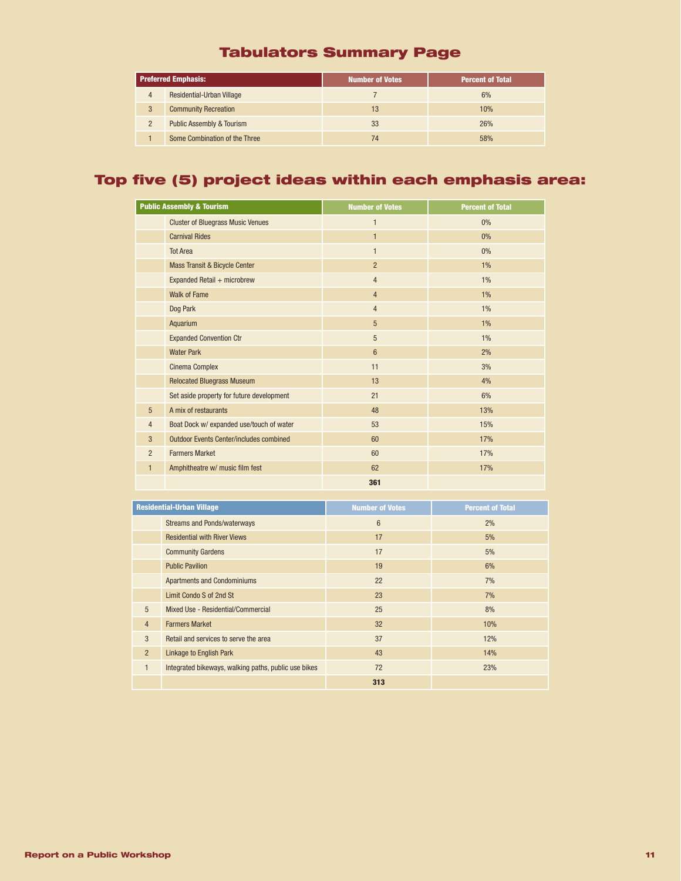# Tabulators Summary Page

| Preferred Emphasis: | | Number of Votes | Percent of Total |
|---|---|---|---|
| 4 | Residential-Urban Village | 7 | 6% |
| 3 | Community Recreation | 13 | 10% |
| 2 | Public Assembly & Tourism | 33 | 26% |
| 1 | Some Combination of the Three | 74 | 58% |

# Top five (5) project ideas within each emphasis area:

| Public Assembly & Tourism | | Number of Votes | Percent of Total |
|---|---|---|---|
| | Cluster of Bluegrass Music Venues | 1 | 0% |
| | Carnival Rides | 1 | 0% |
| | Tot Area | 1 | 0% |
| | Mass Transit & Bicycle Center | 2 | 1% |
| | Expanded Retail + microbrew | 4 | 1% |
| | Walk of Fame | 4 | 1% |
| | Dog Park | 4 | 1% |
| | Aquarium | 5 | 1% |
| | Expanded Convention Ctr | 5 | 1% |
| | Water Park | 6 | 2% |
| | Cinema Complex | 11 | 3% |
| | Relocated Bluegrass Museum | 13 | 4% |
| | Set aside property for future development | 21 | 6% |
| 5 | A mix of restaurants | 48 | 13% |
| 4 | Boat Dock w/ expanded use/touch of water | 53 | 15% |
| 3 | Outdoor Events Center/includes combined | 60 | 17% |
| 2 | Farmers Market | 60 | 17% |
| 1 | Amphitheatre w/ music film fest | 62 | 17% |
| | | **361** | |

| Residential-Urban Village | | Number of Votes | Percent of Total |
|---|---|---|---|
| | Streams and Ponds/waterways | 6 | 2% |
| | Residential with River Views | 17 | 5% |
| | Community Gardens | 17 | 5% |
| | Public Pavilion | 19 | 6% |
| | Apartments and Condominiums | 22 | 7% |
| | Limit Condo S of 2nd St | 23 | 7% |
| 5 | Mixed Use - Residential/Commercial | 25 | 8% |
| 4 | Farmers Market | 32 | 10% |
| 3 | Retail and services to serve the area | 37 | 12% |
| 2 | Linkage to English Park | 43 | 14% |
| 1 | Integrated bikeways, walking paths, public use bikes | 72 | 23% |
| | | **313** | |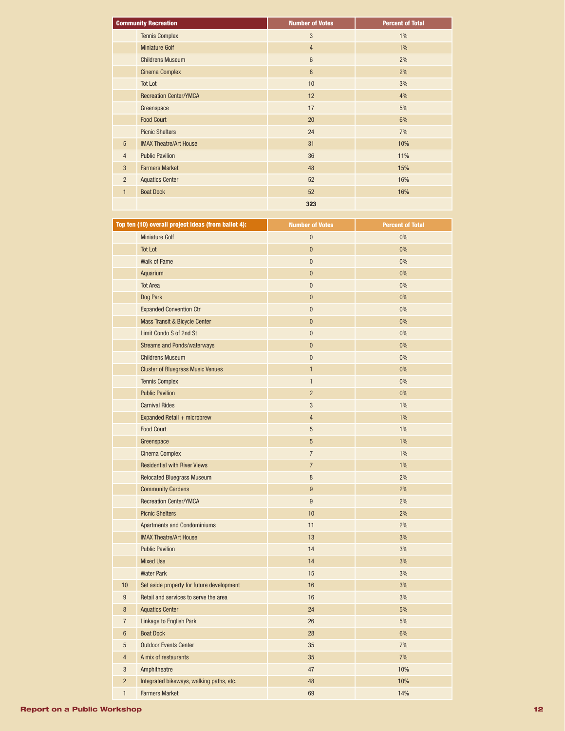| | Community Recreation | Number of Votes | Percent of Total |
|---|---|---|---|
| | Tennis Complex | 3 | 1% |
| | Miniature Golf | 4 | 1% |
| | Childrens Museum | 6 | 2% |
| | Cinema Complex | 8 | 2% |
| | Tot Lot | 10 | 3% |
| | Recreation Center/YMCA | 12 | 4% |
| | Greenspace | 17 | 5% |
| | Food Court | 20 | 6% |
| | Picnic Shelters | 24 | 7% |
| 5 | IMAX Theatre/Art House | 31 | 10% |
| 4 | Public Pavilion | 36 | 11% |
| 3 | Farmers Market | 48 | 15% |
| 2 | Aquatics Center | 52 | 16% |
| 1 | Boat Dock | 52 | 16% |
| | | **323** | |

| | Top ten (10) overall project ideas (from ballot 4): | Number of Votes | Percent of Total |
|---|---|---|---|
| | Miniature Golf | 0 | 0% |
| | Tot Lot | 0 | 0% |
| | Walk of Fame | 0 | 0% |
| | Aquarium | 0 | 0% |
| | Tot Area | 0 | 0% |
| | Dog Park | 0 | 0% |
| | Expanded Convention Ctr | 0 | 0% |
| | Mass Transit & Bicycle Center | 0 | 0% |
| | Limit Condo S of 2nd St | 0 | 0% |
| | Streams and Ponds/waterways | 0 | 0% |
| | Childrens Museum | 0 | 0% |
| | Cluster of Bluegrass Music Venues | 1 | 0% |
| | Tennis Complex | 1 | 0% |
| | Public Pavilion | 2 | 0% |
| | Carnival Rides | 3 | 1% |
| | Expanded Retail + microbrew | 4 | 1% |
| | Food Court | 5 | 1% |
| | Greenspace | 5 | 1% |
| | Cinema Complex | 7 | 1% |
| | Residential with River Views | 7 | 1% |
| | Relocated Bluegrass Museum | 8 | 2% |
| | Community Gardens | 9 | 2% |
| | Recreation Center/YMCA | 9 | 2% |
| | Picnic Shelters | 10 | 2% |
| | Apartments and Condominiums | 11 | 2% |
| | IMAX Theatre/Art House | 13 | 3% |
| | Public Pavilion | 14 | 3% |
| | Mixed Use | 14 | 3% |
| | Water Park | 15 | 3% |
| 10 | Set aside property for future development | 16 | 3% |
| 9 | Retail and services to serve the area | 16 | 3% |
| 8 | Aquatics Center | 24 | 5% |
| 7 | Linkage to English Park | 26 | 5% |
| 6 | Boat Dock | 28 | 6% |
| 5 | Outdoor Events Center | 35 | 7% |
| 4 | A mix of restaurants | 35 | 7% |
| 3 | Amphitheatre | 47 | 10% |
| 2 | Integrated bikeways, walking paths, etc. | 48 | 10% |
| 1 | Farmers Market | 69 | 14% |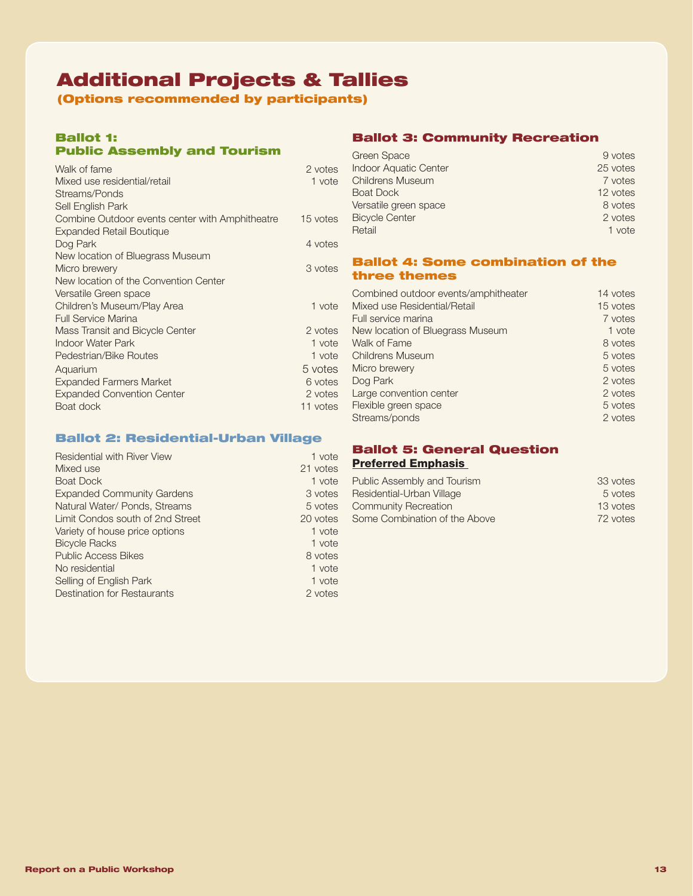# Additional Projects & Tallies

**(Options recommended by participants)**

## Ballot 1: Public Assembly and Tourism

| Option | Votes |
|---|---|
| Walk of fame | 2 votes |
| Mixed use residential/retail | 1 vote |
| Streams/Ponds | |
| Sell English Park | |
| Combine Outdoor events center with Amphitheatre | 15 votes |
| Expanded Retail Boutique | |
| Dog Park | 4 votes |
| New location of Bluegrass Museum | |
| Micro brewery | 3 votes |
| New location of the Convention Center | |
| Versatile Green space | |
| Children's Museum/Play Area | 1 vote |
| Full Service Marina | |
| Mass Transit and Bicycle Center | 2 votes |
| Indoor Water Park | 1 vote |
| Pedestrian/Bike Routes | 1 vote |
| Aquarium | 5 votes |
| Expanded Farmers Market | 6 votes |
| Expanded Convention Center | 2 votes |
| Boat dock | 11 votes |

## Ballot 2: Residential-Urban Village

| Option | Votes |
|---|---|
| Residential with River View | 1 vote |
| Mixed use | 21 votes |
| Boat Dock | 1 vote |
| Expanded Community Gardens | 3 votes |
| Natural Water/ Ponds, Streams | 5 votes |
| Limit Condos south of 2nd Street | 20 votes |
| Variety of house price options | 1 vote |
| Bicycle Racks | 1 vote |
| Public Access Bikes | 8 votes |
| No residential | 1 vote |
| Selling of English Park | 1 vote |
| Destination for Restaurants | 2 votes |

## Ballot 3: Community Recreation

| Option | Votes |
|---|---|
| Green Space | 9 votes |
| Indoor Aquatic Center | 25 votes |
| Childrens Museum | 7 votes |
| Boat Dock | 12 votes |
| Versatile green space | 8 votes |
| Bicycle Center | 2 votes |
| Retail | 1 vote |

## Ballot 4: Some combination of the three themes

| Option | Votes |
|---|---|
| Combined outdoor events/amphitheater | 14 votes |
| Mixed use Residential/Retail | 15 votes |
| Full service marina | 7 votes |
| New location of Bluegrass Museum | 1 vote |
| Walk of Fame | 8 votes |
| Childrens Museum | 5 votes |
| Micro brewery | 5 votes |
| Dog Park | 2 votes |
| Large convention center | 2 votes |
| Flexible green space | 5 votes |
| Streams/ponds | 2 votes |

## Ballot 5: General Question

**Preferred Emphasis**

| Option | Votes |
|---|---|
| Public Assembly and Tourism | 33 votes |
| Residential-Urban Village | 5 votes |
| Community Recreation | 13 votes |
| Some Combination of the Above | 72 votes |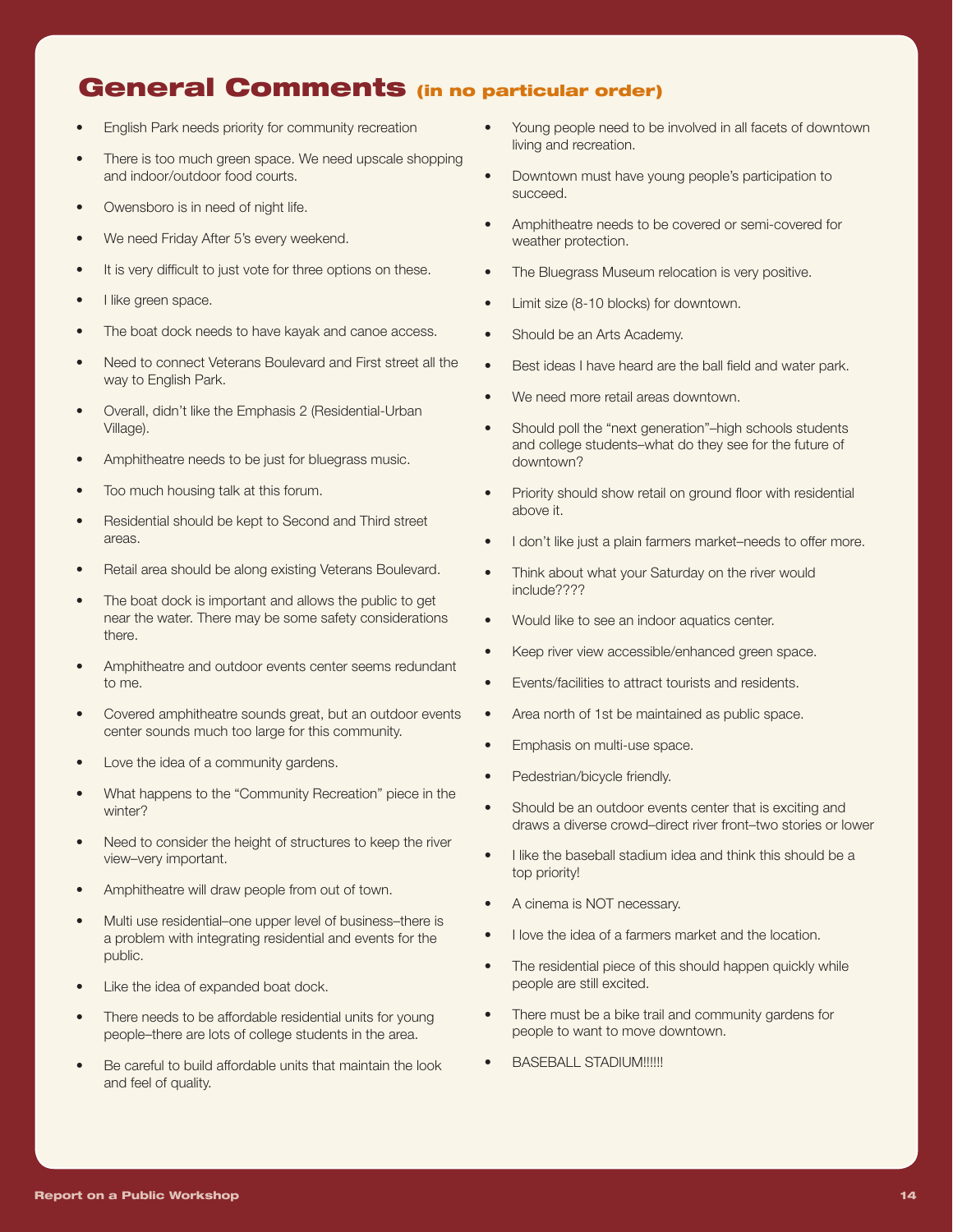# General Comments (in no particular order)

- English Park needs priority for community recreation
- There is too much green space. We need upscale shopping and indoor/outdoor food courts.
- Owensboro is in need of night life.
- We need Friday After 5's every weekend.
- It is very difficult to just vote for three options on these.
- I like green space.
- The boat dock needs to have kayak and canoe access.
- Need to connect Veterans Boulevard and First street all the way to English Park.
- Overall, didn't like the Emphasis 2 (Residential-Urban Village).
- Amphitheatre needs to be just for bluegrass music.
- Too much housing talk at this forum.
- Residential should be kept to Second and Third street areas.
- Retail area should be along existing Veterans Boulevard.
- The boat dock is important and allows the public to get near the water. There may be some safety considerations there.
- Amphitheatre and outdoor events center seems redundant to me.
- Covered amphitheatre sounds great, but an outdoor events center sounds much too large for this community.
- Love the idea of a community gardens.
- What happens to the "Community Recreation" piece in the winter?
- Need to consider the height of structures to keep the river view–very important.
- Amphitheatre will draw people from out of town.
- Multi use residential–one upper level of business–there is a problem with integrating residential and events for the public.
- Like the idea of expanded boat dock.
- There needs to be affordable residential units for young people–there are lots of college students in the area.
- Be careful to build affordable units that maintain the look and feel of quality.
- Young people need to be involved in all facets of downtown living and recreation.
- Downtown must have young people's participation to succeed.
- Amphitheatre needs to be covered or semi-covered for weather protection.
- The Bluegrass Museum relocation is very positive.
- Limit size (8-10 blocks) for downtown.
- Should be an Arts Academy.
- Best ideas I have heard are the ball field and water park.
- We need more retail areas downtown.
- Should poll the "next generation"–high schools students and college students–what do they see for the future of downtown?
- Priority should show retail on ground floor with residential above it.
- I don't like just a plain farmers market–needs to offer more.
- Think about what your Saturday on the river would include????
- Would like to see an indoor aquatics center.
- Keep river view accessible/enhanced green space.
- Events/facilities to attract tourists and residents.
- Area north of 1st be maintained as public space.
- Emphasis on multi-use space.
- Pedestrian/bicycle friendly.
- Should be an outdoor events center that is exciting and draws a diverse crowd–direct river front–two stories or lower
- I like the baseball stadium idea and think this should be a top priority!
- A cinema is NOT necessary.
- I love the idea of a farmers market and the location.
- The residential piece of this should happen quickly while people are still excited.
- There must be a bike trail and community gardens for people to want to move downtown.
- BASEBALL STADIUM!!!!!!